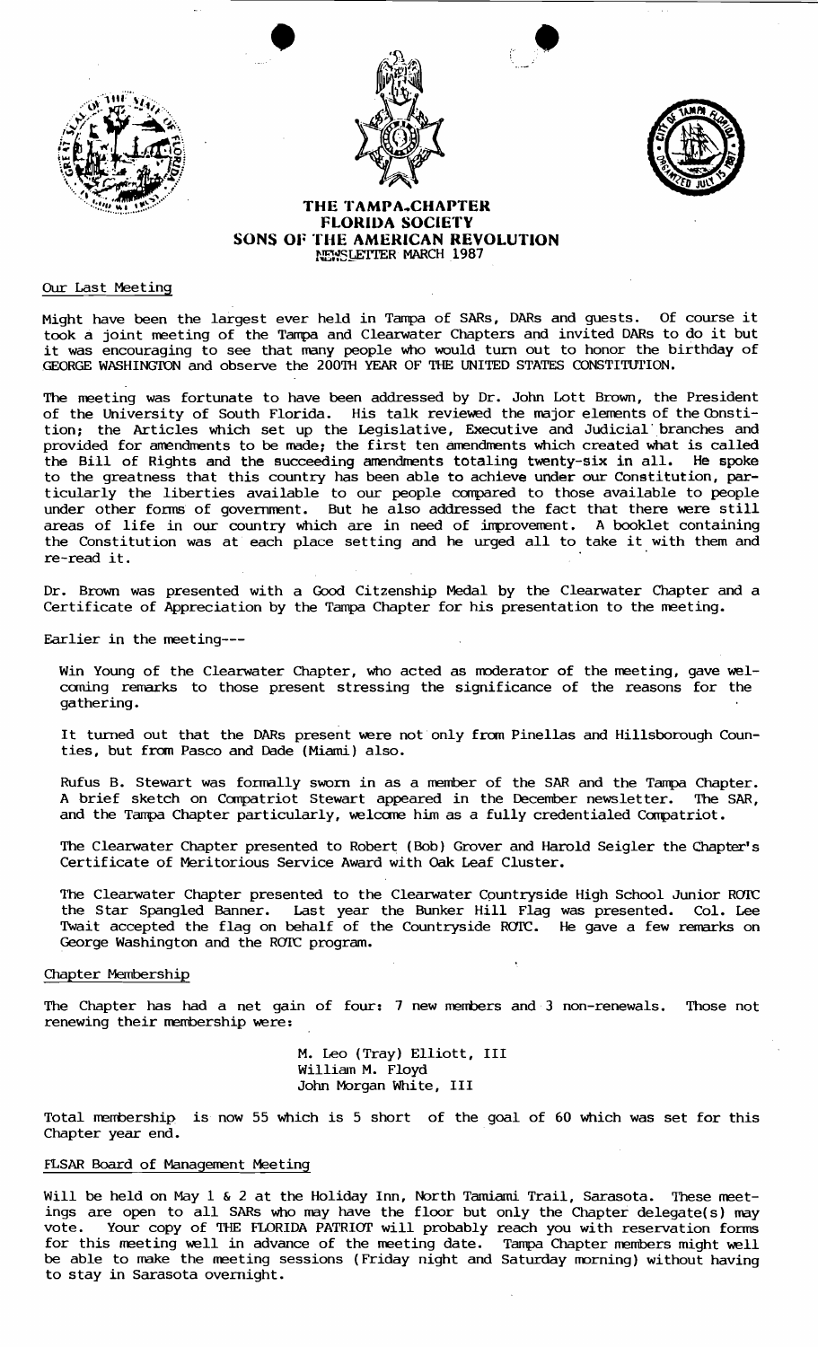# THE TAMPA CHAPTER
## FLORIDA SOCIETY
## SONS OF THE AMERICAN REVOLUTION
NEWSLETTER MARCH 1987

### Our Last Meeting

Might have been the largest ever held in Tampa of SARs, DARs and guests. Of course it took a joint meeting of the Tampa and Clearwater Chapters and invited DARs to do it but it was encouraging to see that many people who would turn out to honor the birthday of GEORGE WASHINGTON and observe the 200TH YEAR OF THE UNITED STATES CONSTITUTION.

The meeting was fortunate to have been addressed by Dr. John Lott Brown, the President of the University of South Florida. His talk reviewed the major elements of the Constitution; the Articles which set up the Legislative, Executive and Judicial branches and provided for amendments to be made; the first ten amendments which created what is called the Bill of Rights and the succeeding amendments totaling twenty-six in all. He spoke to the greatness that this country has been able to achieve under our Constitution, particularly the liberties available to our people compared to those available to people under other forms of government. But he also addressed the fact that there were still areas of life in our country which are in need of improvement. A booklet containing the Constitution was at each place setting and he urged all to take it with them and re-read it.

Dr. Brown was presented with a Good Citizenship Medal by the Clearwater Chapter and a Certificate of Appreciation by the Tampa Chapter for his presentation to the meeting.

Earlier in the meeting---

Win Young of the Clearwater Chapter, who acted as moderator of the meeting, gave welcoming remarks to those present stressing the significance of the reasons for the gathering.

It turned out that the DARs present were not only from Pinellas and Hillsborough Counties, but from Pasco and Dade (Miami) also.

Rufus B. Stewart was formally sworn in as a member of the SAR and the Tampa Chapter. A brief sketch on Compatriot Stewart appeared in the December newsletter. The SAR, and the Tampa Chapter particularly, welcome him as a fully credentialed Compatriot.

The Clearwater Chapter presented to Robert (Bob) Grover and Harold Seigler the Chapter's Certificate of Meritorious Service Award with Oak Leaf Cluster.

The Clearwater Chapter presented to the Clearwater Countryside High School Junior ROTC the Star Spangled Banner. Last year the Bunker Hill Flag was presented. Col. Lee Twait accepted the flag on behalf of the Countryside ROTC. He gave a few remarks on George Washington and the ROTC program.

### Chapter Membership

The Chapter has had a net gain of four: 7 new members and 3 non-renewals. Those not renewing their membership were:

M. Leo (Tray) Elliott, III
William M. Floyd
John Morgan White, III

Total membership is now 55 which is 5 short of the goal of 60 which was set for this Chapter year end.

### FLSAR Board of Management Meeting

Will be held on May 1 & 2 at the Holiday Inn, North Tamiami Trail, Sarasota. These meetings are open to all SARs who may have the floor but only the Chapter delegate(s) may vote. Your copy of THE FLORIDA PATRIOT will probably reach you with reservation forms for this meeting well in advance of the meeting date. Tampa Chapter members might well be able to make the meeting sessions (Friday night and Saturday morning) without having to stay in Sarasota overnight.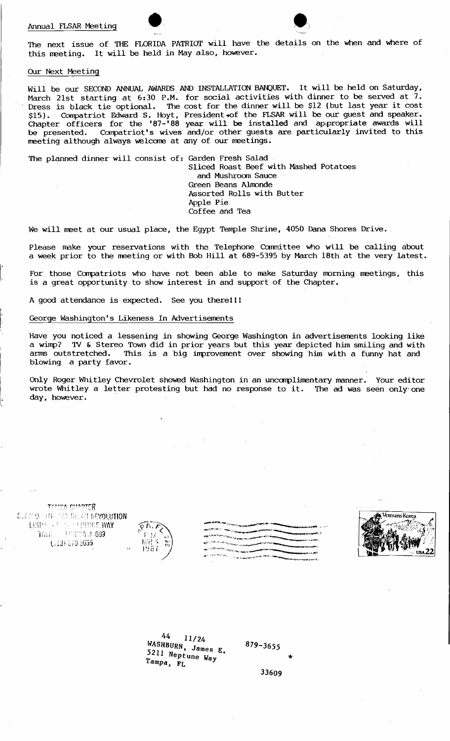## Annual FLSAR Meeting

The next issue of THE FLORIDA PATRIOT will have the details on the when and where of this meeting. It will be held in May also, however.

## Our Next Meeting

Will be our SECOND ANNUAL AWARDS AND INSTALLATION BANQUET. It will be held on Saturday, March 21st starting at 6:30 P.M. for social activities with dinner to be served at 7. Dress is black tie optional. The cost for the dinner will be $12 (but last year it cost $15). Compatriot Edward S. Hoyt, President of the FLSAR will be our guest and speaker. Chapter officers for the '87-'88 year will be installed and appropriate awards will be presented. Compatriot's wives and/or other guests are particularly invited to this meeting although always welcome at any of our meetings.

The planned dinner will consist of: Garden Fresh Salad
Sliced Roast Beef with Mashed Potatoes and Mushroom Sauce
Green Beans Almonde
Assorted Rolls with Butter
Apple Pie
Coffee and Tea

We will meet at our usual place, the Egypt Temple Shrine, 4050 Dana Shores Drive.

Please make your reservations with the Telephone Committee who will be calling about a week prior to the meeting or with Bob Hill at 689-5395 by March 18th at the very latest.

For those Compatriots who have not been able to make Saturday morning meetings, this is a great opportunity to show interest in and support of the Chapter.

A good attendance is expected. See you there!!!

## George Washington's Likeness In Advertisements

Have you noticed a lessening in showing George Washington in advertisements looking like a wimp? TV & Stereo Town did in prior years but this year depicted him smiling and with arms outstretched. This is a big improvement over showing him with a funny hat and blowing a party favor.

Only Roger Whitley Chevrolet showed Washington in an uncomplimentary manner. Your editor wrote Whitley a letter protesting but had no response to it. The ad was seen only one day, however.

TAMPA CHAPTER
SONS OF THE AMERICAN REVOLUTION
5211 NEPTUNE WAY
TAMPA, FLORIDA 33609
(813) 879-3655

TAMPA, FL
PM
MAR 4
1987

44 11/24
WASHBURN, James E.
5211 Neptune Way
Tampa, FL

879-3655

*

33609